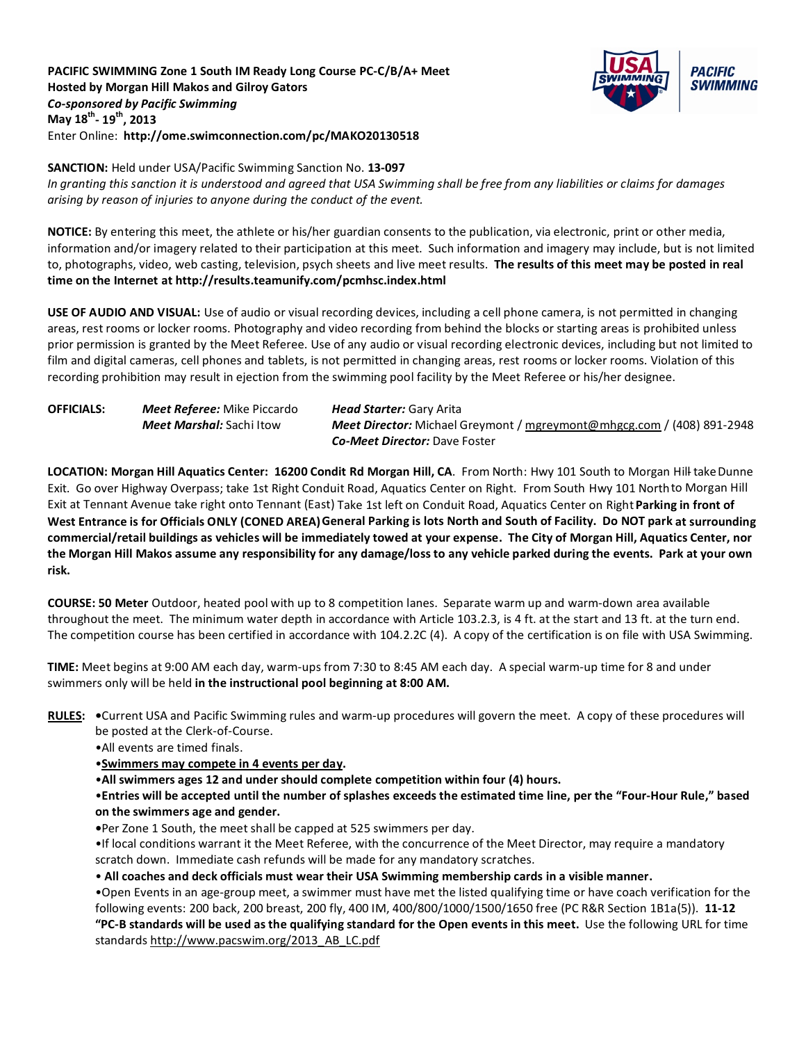**PACIFIC SWIMMING Zone 1 South IM Ready Long Course PC-C/B/A+ Meet**
**Hosted by Morgan Hill Makos and Gilroy Gators**
***Co-sponsored by Pacific Swimming***
**May 18th- 19th, 2013**
Enter Online: **http://ome.swimconnection.com/pc/MAKO20130518**

**SANCTION:** Held under USA/Pacific Swimming Sanction No. **13-097**
*In granting this sanction it is understood and agreed that USA Swimming shall be free from any liabilities or claims for damages arising by reason of injuries to anyone during the conduct of the event.*

**NOTICE:** By entering this meet, the athlete or his/her guardian consents to the publication, via electronic, print or other media, information and/or imagery related to their participation at this meet. Such information and imagery may include, but is not limited to, photographs, video, web casting, television, psych sheets and live meet results. **The results of this meet may be posted in real time on the Internet at http://results.teamunify.com/pcmhsc.index.html**

**USE OF AUDIO AND VISUAL:** Use of audio or visual recording devices, including a cell phone camera, is not permitted in changing areas, rest rooms or locker rooms. Photography and video recording from behind the blocks or starting areas is prohibited unless prior permission is granted by the Meet Referee. Use of any audio or visual recording electronic devices, including but not limited to film and digital cameras, cell phones and tablets, is not permitted in changing areas, rest rooms or locker rooms. Violation of this recording prohibition may result in ejection from the swimming pool facility by the Meet Referee or his/her designee.

**OFFICIALS:**
***Meet Referee:*** Mike Piccardo
***Meet Marshal:*** Sachi Itow
***Head Starter:*** Gary Arita
***Meet Director:*** Michael Greymont / mgreymont@mhgcg.com / (408) 891-2948
***Co-Meet Director:*** Dave Foster

**LOCATION: Morgan Hill Aquatics Center: 16200 Condit Rd Morgan Hill, CA**. From North: Hwy 101 South to Morgan Hill take Dunne Exit. Go over Highway Overpass; take 1st Right Conduit Road, Aquatics Center on Right. From South Hwy 101 North to Morgan Hill Exit at Tennant Avenue take right onto Tennant (East) Take 1st left on Conduit Road, Aquatics Center on Right **Parking in front of West Entrance is for Officials ONLY (CONED AREA) General Parking is lots North and South of Facility. Do NOT park at surrounding commercial/retail buildings as vehicles will be immediately towed at your expense. The City of Morgan Hill, Aquatics Center, nor the Morgan Hill Makos assume any responsibility for any damage/loss to any vehicle parked during the events. Park at your own risk.**

**COURSE: 50 Meter** Outdoor, heated pool with up to 8 competition lanes. Separate warm up and warm-down area available throughout the meet. The minimum water depth in accordance with Article 103.2.3, is 4 ft. at the start and 13 ft. at the turn end. The competition course has been certified in accordance with 104.2.2C (4). A copy of the certification is on file with USA Swimming.

**TIME:** Meet begins at 9:00 AM each day, warm-ups from 7:30 to 8:45 AM each day. A special warm-up time for 8 and under swimmers only will be held **in the instructional pool beginning at 8:00 AM.**

**RULES:**

- Current USA and Pacific Swimming rules and warm-up procedures will govern the meet. A copy of these procedures will be posted at the Clerk-of-Course.
- All events are timed finals.
- **Swimmers may compete in 4 events per day.**
- **All swimmers ages 12 and under should complete competition within four (4) hours.**
- **Entries will be accepted until the number of splashes exceeds the estimated time line, per the "Four-Hour Rule," based on the swimmers age and gender.**
- Per Zone 1 South, the meet shall be capped at 525 swimmers per day.
- If local conditions warrant it the Meet Referee, with the concurrence of the Meet Director, may require a mandatory scratch down. Immediate cash refunds will be made for any mandatory scratches.
- **All coaches and deck officials must wear their USA Swimming membership cards in a visible manner.**
- Open Events in an age-group meet, a swimmer must have met the listed qualifying time or have coach verification for the following events: 200 back, 200 breast, 200 fly, 400 IM, 400/800/1000/1500/1650 free (PC R&R Section 1B1a(5)). **11-12 "PC-B standards will be used as the qualifying standard for the Open events in this meet.** Use the following URL for time standards http://www.pacswim.org/2013_AB_LC.pdf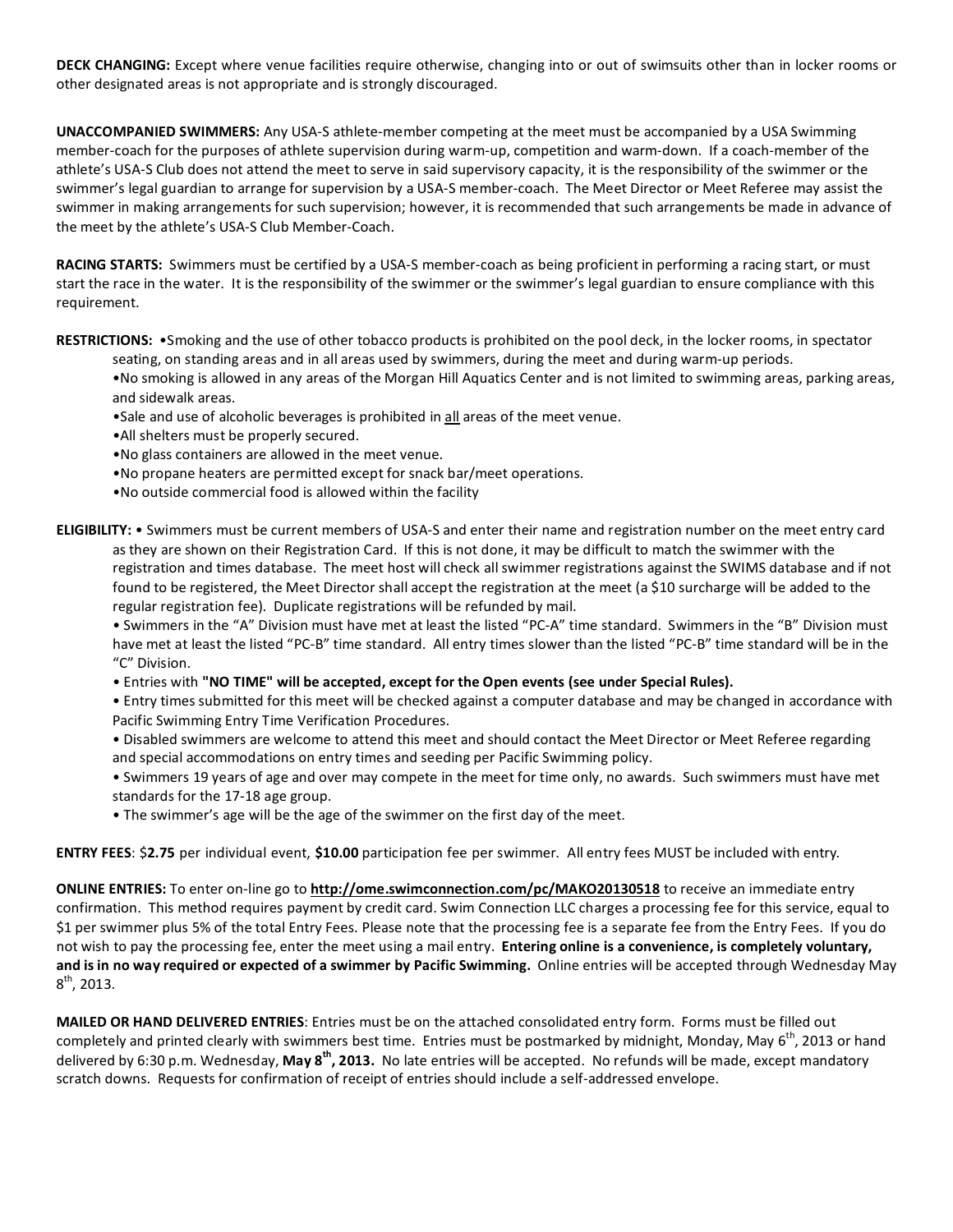**DECK CHANGING:** Except where venue facilities require otherwise, changing into or out of swimsuits other than in locker rooms or other designated areas is not appropriate and is strongly discouraged.

**UNACCOMPANIED SWIMMERS:** Any USA-S athlete-member competing at the meet must be accompanied by a USA Swimming member-coach for the purposes of athlete supervision during warm-up, competition and warm-down. If a coach-member of the athlete's USA-S Club does not attend the meet to serve in said supervisory capacity, it is the responsibility of the swimmer or the swimmer's legal guardian to arrange for supervision by a USA-S member-coach. The Meet Director or Meet Referee may assist the swimmer in making arrangements for such supervision; however, it is recommended that such arrangements be made in advance of the meet by the athlete's USA-S Club Member-Coach.

**RACING STARTS:** Swimmers must be certified by a USA-S member-coach as being proficient in performing a racing start, or must start the race in the water. It is the responsibility of the swimmer or the swimmer's legal guardian to ensure compliance with this requirement.

**RESTRICTIONS:**
- Smoking and the use of other tobacco products is prohibited on the pool deck, in the locker rooms, in spectator seating, on standing areas and in all areas used by swimmers, during the meet and during warm-up periods.
- No smoking is allowed in any areas of the Morgan Hill Aquatics Center and is not limited to swimming areas, parking areas, and sidewalk areas.
- Sale and use of alcoholic beverages is prohibited in <u>all</u> areas of the meet venue.
- All shelters must be properly secured.
- No glass containers are allowed in the meet venue.
- No propane heaters are permitted except for snack bar/meet operations.
- No outside commercial food is allowed within the facility

**ELIGIBILITY:**
- Swimmers must be current members of USA-S and enter their name and registration number on the meet entry card as they are shown on their Registration Card. If this is not done, it may be difficult to match the swimmer with the registration and times database. The meet host will check all swimmer registrations against the SWIMS database and if not found to be registered, the Meet Director shall accept the registration at the meet (a $10 surcharge will be added to the regular registration fee). Duplicate registrations will be refunded by mail.
- Swimmers in the "A" Division must have met at least the listed "PC-A" time standard. Swimmers in the "B" Division must have met at least the listed "PC-B" time standard. All entry times slower than the listed "PC-B" time standard will be in the "C" Division.
- Entries with **"NO TIME" will be accepted, except for the Open events (see under Special Rules).**
- Entry times submitted for this meet will be checked against a computer database and may be changed in accordance with Pacific Swimming Entry Time Verification Procedures.
- Disabled swimmers are welcome to attend this meet and should contact the Meet Director or Meet Referee regarding and special accommodations on entry times and seeding per Pacific Swimming policy.
- Swimmers 19 years of age and over may compete in the meet for time only, no awards. Such swimmers must have met standards for the 17-18 age group.
- The swimmer's age will be the age of the swimmer on the first day of the meet.

**ENTRY FEES**: $**2.75** per individual event, **$10.00** participation fee per swimmer. All entry fees MUST be included with entry.

**ONLINE ENTRIES:** To enter on-line go to **http://ome.swimconnection.com/pc/MAKO20130518** to receive an immediate entry confirmation. This method requires payment by credit card. Swim Connection LLC charges a processing fee for this service, equal to $1 per swimmer plus 5% of the total Entry Fees. Please note that the processing fee is a separate fee from the Entry Fees. If you do not wish to pay the processing fee, enter the meet using a mail entry. **Entering online is a convenience, is completely voluntary, and is in no way required or expected of a swimmer by Pacific Swimming.** Online entries will be accepted through Wednesday May 8th, 2013.

**MAILED OR HAND DELIVERED ENTRIES**: Entries must be on the attached consolidated entry form. Forms must be filled out completely and printed clearly with swimmers best time. Entries must be postmarked by midnight, Monday, May 6th, 2013 or hand delivered by 6:30 p.m. Wednesday, **May 8th, 2013.** No late entries will be accepted. No refunds will be made, except mandatory scratch downs. Requests for confirmation of receipt of entries should include a self-addressed envelope.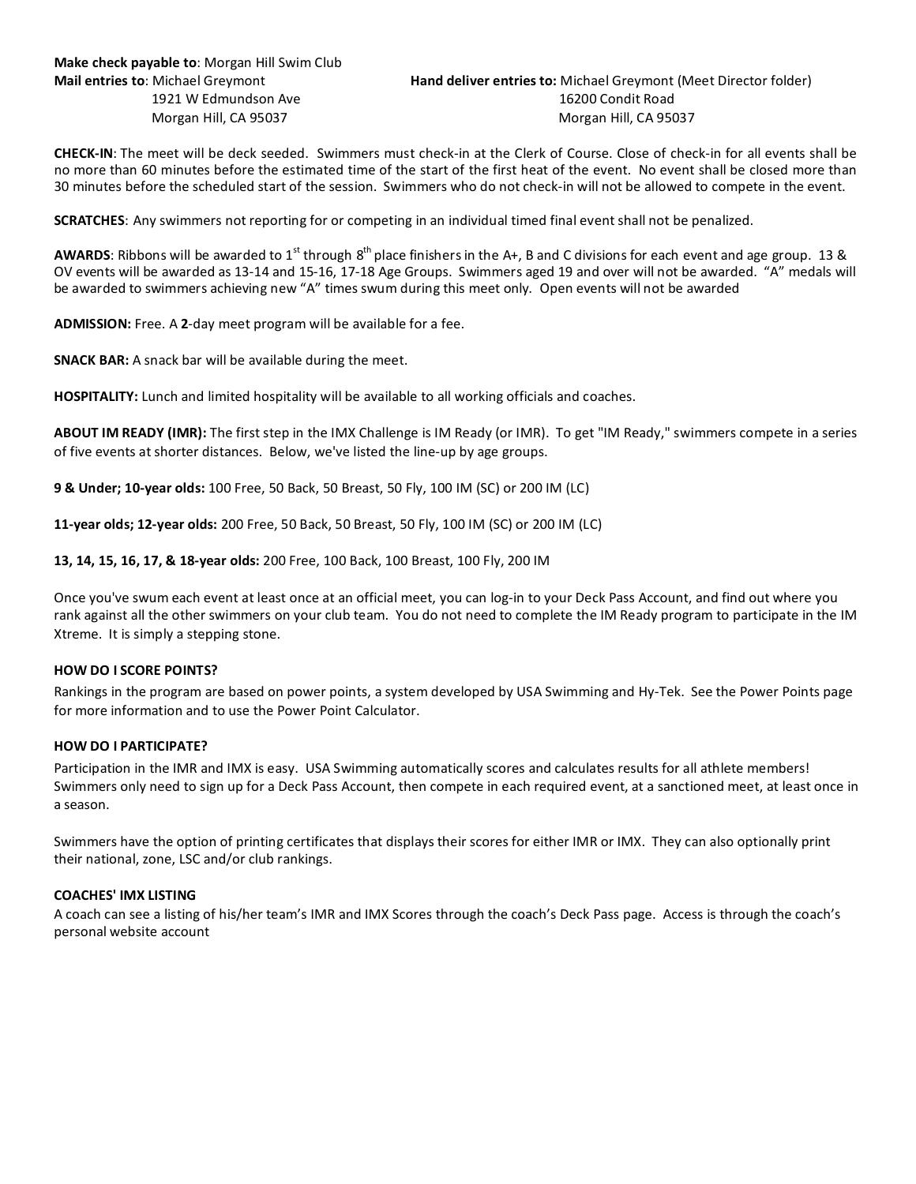**Make check payable to**: Morgan Hill Swim Club

**Mail entries to**: Michael Greymont
1921 W Edmundson Ave
Morgan Hill, CA 95037

**Hand deliver entries to:** Michael Greymont (Meet Director folder)
16200 Condit Road
Morgan Hill, CA 95037

**CHECK-IN**: The meet will be deck seeded. Swimmers must check-in at the Clerk of Course. Close of check-in for all events shall be no more than 60 minutes before the estimated time of the start of the first heat of the event. No event shall be closed more than 30 minutes before the scheduled start of the session. Swimmers who do not check-in will not be allowed to compete in the event.

**SCRATCHES**: Any swimmers not reporting for or competing in an individual timed final event shall not be penalized.

**AWARDS**: Ribbons will be awarded to 1st through 8th place finishers in the A+, B and C divisions for each event and age group. 13 & OV events will be awarded as 13-14 and 15-16, 17-18 Age Groups. Swimmers aged 19 and over will not be awarded. "A" medals will be awarded to swimmers achieving new "A" times swum during this meet only. Open events will not be awarded

**ADMISSION:** Free. A **2**-day meet program will be available for a fee.

**SNACK BAR:** A snack bar will be available during the meet.

**HOSPITALITY:** Lunch and limited hospitality will be available to all working officials and coaches.

**ABOUT IM READY (IMR):** The first step in the IMX Challenge is IM Ready (or IMR). To get "IM Ready," swimmers compete in a series of five events at shorter distances. Below, we've listed the line-up by age groups.

**9 & Under; 10-year olds:** 100 Free, 50 Back, 50 Breast, 50 Fly, 100 IM (SC) or 200 IM (LC)

**11-year olds; 12-year olds:** 200 Free, 50 Back, 50 Breast, 50 Fly, 100 IM (SC) or 200 IM (LC)

**13, 14, 15, 16, 17, & 18-year olds:** 200 Free, 100 Back, 100 Breast, 100 Fly, 200 IM

Once you've swum each event at least once at an official meet, you can log-in to your Deck Pass Account, and find out where you rank against all the other swimmers on your club team. You do not need to complete the IM Ready program to participate in the IM Xtreme. It is simply a stepping stone.

**HOW DO I SCORE POINTS?**

Rankings in the program are based on power points, a system developed by USA Swimming and Hy-Tek. See the Power Points page for more information and to use the Power Point Calculator.

**HOW DO I PARTICIPATE?**

Participation in the IMR and IMX is easy. USA Swimming automatically scores and calculates results for all athlete members! Swimmers only need to sign up for a Deck Pass Account, then compete in each required event, at a sanctioned meet, at least once in a season.

Swimmers have the option of printing certificates that displays their scores for either IMR or IMX. They can also optionally print their national, zone, LSC and/or club rankings.

**COACHES' IMX LISTING**

A coach can see a listing of his/her team's IMR and IMX Scores through the coach's Deck Pass page. Access is through the coach's personal website account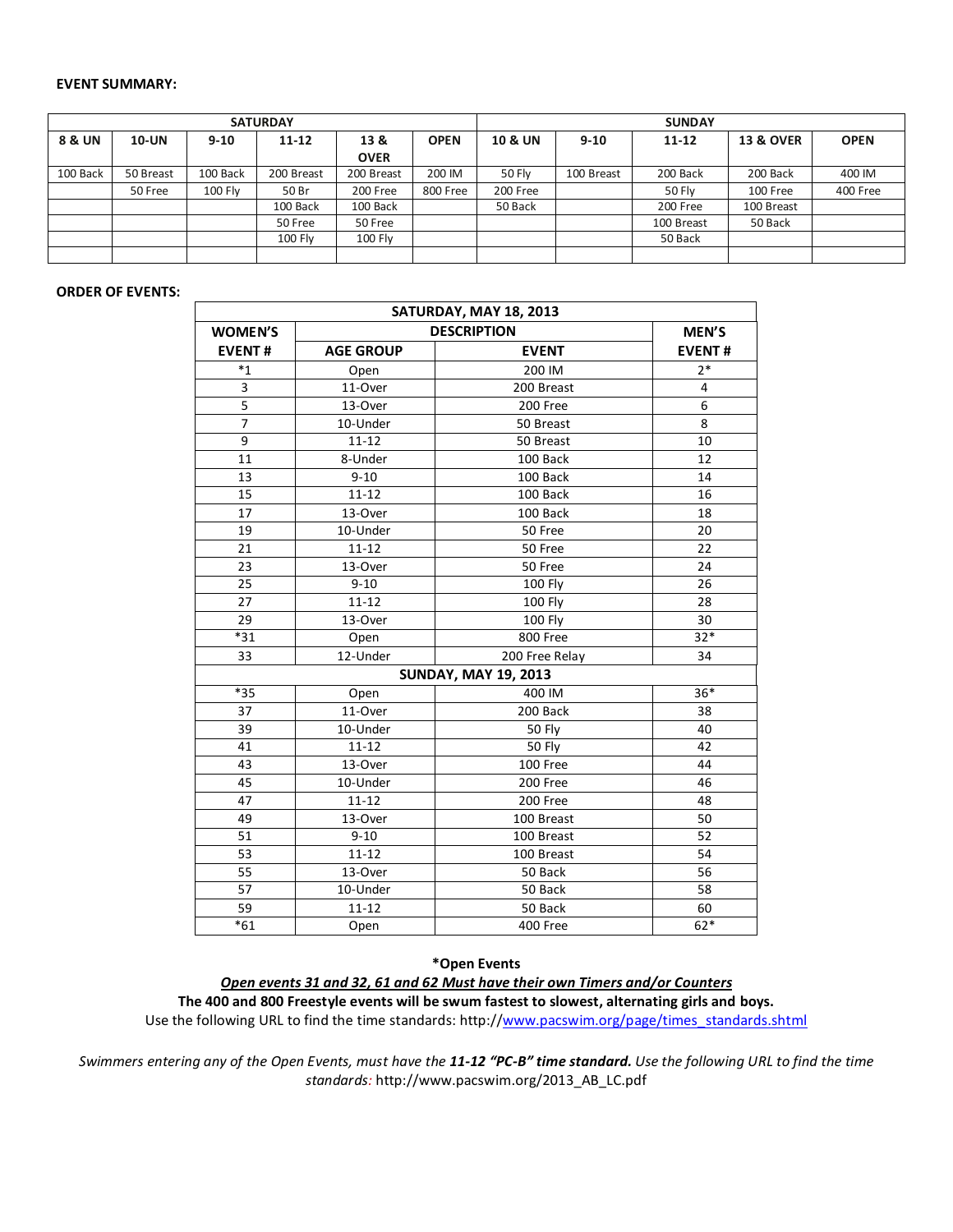**EVENT SUMMARY:**

| SATURDAY | | | | | | SUNDAY | | | | |
|---|---|---|---|---|---|---|---|---|---|---|
| 8 & UN | 10-UN | 9-10 | 11-12 | 13 & OVER | OPEN | 10 & UN | 9-10 | 11-12 | 13 & OVER | OPEN |
| 100 Back | 50 Breast | 100 Back | 200 Breast | 200 Breast | 200 IM | 50 Fly | 100 Breast | 200 Back | 200 Back | 400 IM |
| | 50 Free | 100 Fly | 50 Br | 200 Free | 800 Free | 200 Free | | 50 Fly | 100 Free | 400 Free |
| | | | 100 Back | 100 Back | | 50 Back | | 200 Free | 100 Breast | |
| | | | 50 Free | 50 Free | | | | 100 Breast | 50 Back | |
| | | | 100 Fly | 100 Fly | | | | 50 Back | | |
| | | | | | | | | | | |

**ORDER OF EVENTS:**

| SATURDAY, MAY 18, 2013 | | | |
|---|---|---|---|
| WOMEN'S | DESCRIPTION | | MEN'S |
| EVENT # | AGE GROUP | EVENT | EVENT # |
| *1 | Open | 200 IM | 2* |
| 3 | 11-Over | 200 Breast | 4 |
| 5 | 13-Over | 200 Free | 6 |
| 7 | 10-Under | 50 Breast | 8 |
| 9 | 11-12 | 50 Breast | 10 |
| 11 | 8-Under | 100 Back | 12 |
| 13 | 9-10 | 100 Back | 14 |
| 15 | 11-12 | 100 Back | 16 |
| 17 | 13-Over | 100 Back | 18 |
| 19 | 10-Under | 50 Free | 20 |
| 21 | 11-12 | 50 Free | 22 |
| 23 | 13-Over | 50 Free | 24 |
| 25 | 9-10 | 100 Fly | 26 |
| 27 | 11-12 | 100 Fly | 28 |
| 29 | 13-Over | 100 Fly | 30 |
| *31 | Open | 800 Free | 32* |
| 33 | 12-Under | 200 Free Relay | 34 |
| SUNDAY, MAY 19, 2013 | | | |
| *35 | Open | 400 IM | 36* |
| 37 | 11-Over | 200 Back | 38 |
| 39 | 10-Under | 50 Fly | 40 |
| 41 | 11-12 | 50 Fly | 42 |
| 43 | 13-Over | 100 Free | 44 |
| 45 | 10-Under | 200 Free | 46 |
| 47 | 11-12 | 200 Free | 48 |
| 49 | 13-Over | 100 Breast | 50 |
| 51 | 9-10 | 100 Breast | 52 |
| 53 | 11-12 | 100 Breast | 54 |
| 55 | 13-Over | 50 Back | 56 |
| 57 | 10-Under | 50 Back | 58 |
| 59 | 11-12 | 50 Back | 60 |
| *61 | Open | 400 Free | 62* |

**\*Open Events**

***Open events 31 and 32, 61 and 62 Must have their own Timers and/or Counters***

**The 400 and 800 Freestyle events will be swum fastest to slowest, alternating girls and boys.**

Use the following URL to find the time standards: http://www.pacswim.org/page/times_standards.shtml

*Swimmers entering any of the Open Events, must have the **11-12 "PC-B" time standard.** Use the following URL to find the time standards:* http://www.pacswim.org/2013_AB_LC.pdf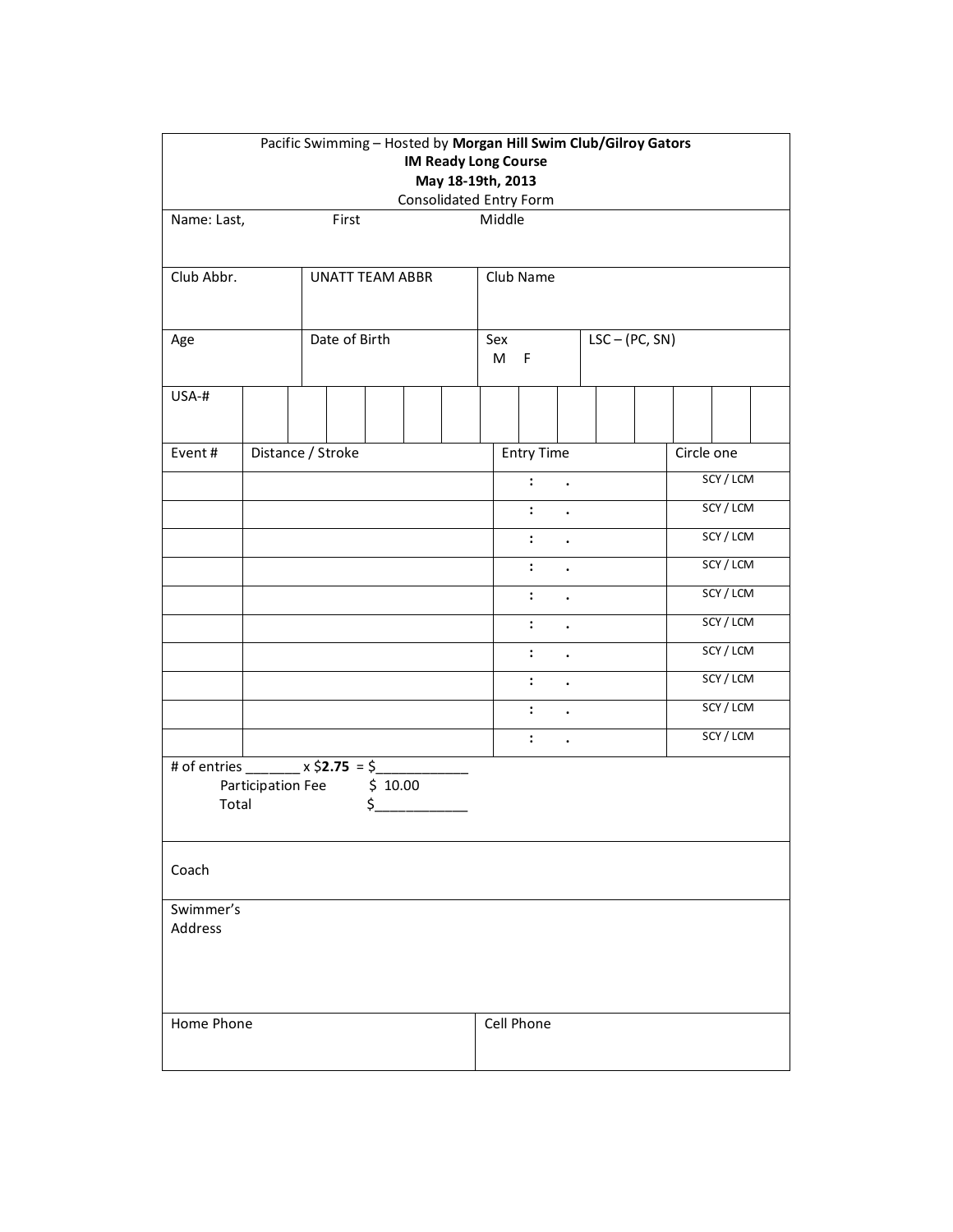Pacific Swimming – Hosted by **Morgan Hill Swim Club/Gilroy Gators**

**IM Ready Long Course**

**May 18-19th, 2013**

Consolidated Entry Form

| Name: Last, | First | Middle |
|---|---|---|
| | | |

| Club Abbr. | UNATT TEAM ABBR | Club Name |
|---|---|---|
| | | |

| Age | Date of Birth | Sex M F | LSC – (PC, SN) |
|---|---|---|---|
| | | | |

| USA-# | | | | | | | | | | | | | | |
|---|---|---|---|---|---|---|---|---|---|---|---|---|---|---|
| | | | | | | | | | | | | | | |

| Event # | Distance / Stroke | Entry Time | Circle one |
|---|---|---|---|
| | | : . | SCY / LCM |
| | | : . | SCY / LCM |
| | | : . | SCY / LCM |
| | | : . | SCY / LCM |
| | | : . | SCY / LCM |
| | | : . | SCY / LCM |
| | | : . | SCY / LCM |
| | | : . | SCY / LCM |
| | | : . | SCY / LCM |
| | | : . | SCY / LCM |

# of entries _______ x $**2.75** = $___________

Participation Fee $ 10.00

Total $___________

Coach

Swimmer's Address

| Home Phone | Cell Phone |
|---|---|
| | |